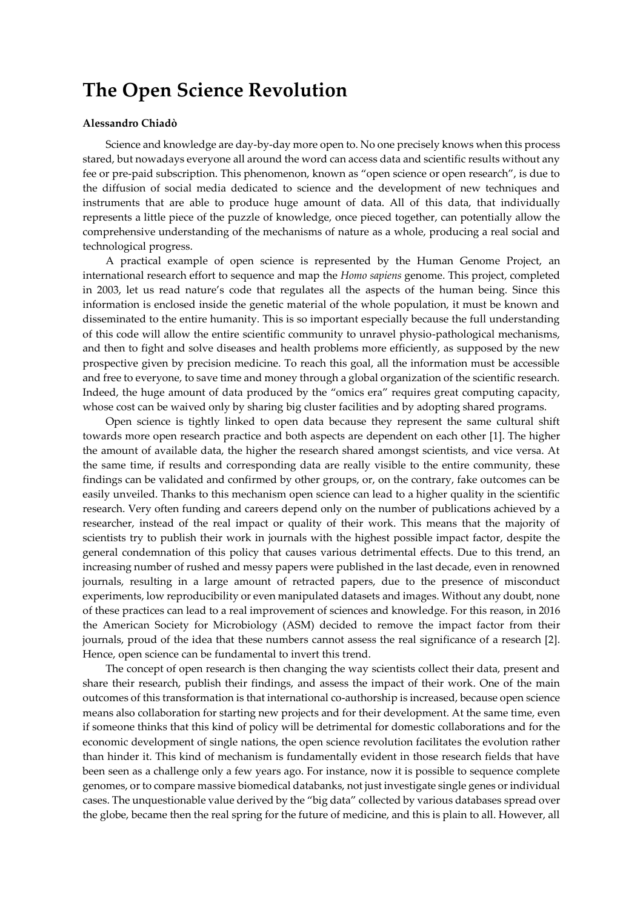# The Open Science Revolution

**Alessandro Chiadò**

Science and knowledge are day-by-day more open to. No one precisely knows when this process stared, but nowadays everyone all around the word can access data and scientific results without any fee or pre-paid subscription. This phenomenon, known as "open science or open research", is due to the diffusion of social media dedicated to science and the development of new techniques and instruments that are able to produce huge amount of data. All of this data, that individually represents a little piece of the puzzle of knowledge, once pieced together, can potentially allow the comprehensive understanding of the mechanisms of nature as a whole, producing a real social and technological progress.

A practical example of open science is represented by the Human Genome Project, an international research effort to sequence and map the *Homo sapiens* genome. This project, completed in 2003, let us read nature's code that regulates all the aspects of the human being. Since this information is enclosed inside the genetic material of the whole population, it must be known and disseminated to the entire humanity. This is so important especially because the full understanding of this code will allow the entire scientific community to unravel physio-pathological mechanisms, and then to fight and solve diseases and health problems more efficiently, as supposed by the new prospective given by precision medicine. To reach this goal, all the information must be accessible and free to everyone, to save time and money through a global organization of the scientific research. Indeed, the huge amount of data produced by the "omics era" requires great computing capacity, whose cost can be waived only by sharing big cluster facilities and by adopting shared programs.

Open science is tightly linked to open data because they represent the same cultural shift towards more open research practice and both aspects are dependent on each other [1]. The higher the amount of available data, the higher the research shared amongst scientists, and vice versa. At the same time, if results and corresponding data are really visible to the entire community, these findings can be validated and confirmed by other groups, or, on the contrary, fake outcomes can be easily unveiled. Thanks to this mechanism open science can lead to a higher quality in the scientific research. Very often funding and careers depend only on the number of publications achieved by a researcher, instead of the real impact or quality of their work. This means that the majority of scientists try to publish their work in journals with the highest possible impact factor, despite the general condemnation of this policy that causes various detrimental effects. Due to this trend, an increasing number of rushed and messy papers were published in the last decade, even in renowned journals, resulting in a large amount of retracted papers, due to the presence of misconduct experiments, low reproducibility or even manipulated datasets and images. Without any doubt, none of these practices can lead to a real improvement of sciences and knowledge. For this reason, in 2016 the American Society for Microbiology (ASM) decided to remove the impact factor from their journals, proud of the idea that these numbers cannot assess the real significance of a research [2]. Hence, open science can be fundamental to invert this trend.

The concept of open research is then changing the way scientists collect their data, present and share their research, publish their findings, and assess the impact of their work. One of the main outcomes of this transformation is that international co-authorship is increased, because open science means also collaboration for starting new projects and for their development. At the same time, even if someone thinks that this kind of policy will be detrimental for domestic collaborations and for the economic development of single nations, the open science revolution facilitates the evolution rather than hinder it. This kind of mechanism is fundamentally evident in those research fields that have been seen as a challenge only a few years ago. For instance, now it is possible to sequence complete genomes, or to compare massive biomedical databanks, not just investigate single genes or individual cases. The unquestionable value derived by the "big data" collected by various databases spread over the globe, became then the real spring for the future of medicine, and this is plain to all. However, all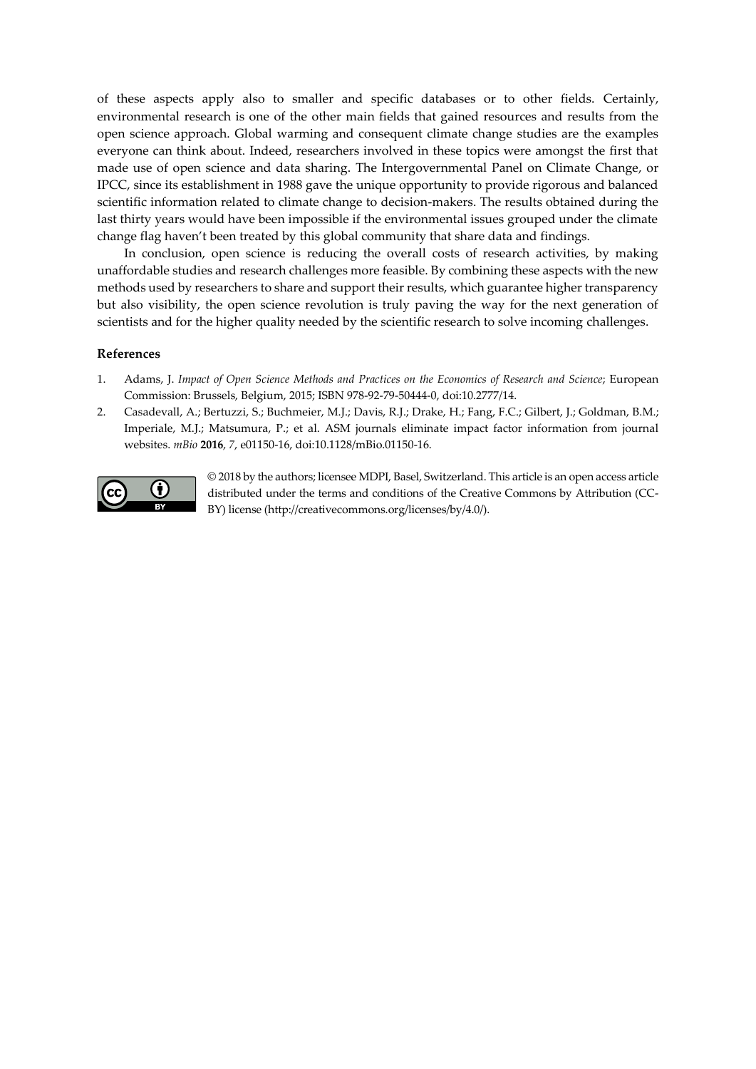of these aspects apply also to smaller and specific databases or to other fields. Certainly, environmental research is one of the other main fields that gained resources and results from the open science approach. Global warming and consequent climate change studies are the examples everyone can think about. Indeed, researchers involved in these topics were amongst the first that made use of open science and data sharing. The Intergovernmental Panel on Climate Change, or IPCC, since its establishment in 1988 gave the unique opportunity to provide rigorous and balanced scientific information related to climate change to decision-makers. The results obtained during the last thirty years would have been impossible if the environmental issues grouped under the climate change flag haven't been treated by this global community that share data and findings.

In conclusion, open science is reducing the overall costs of research activities, by making unaffordable studies and research challenges more feasible. By combining these aspects with the new methods used by researchers to share and support their results, which guarantee higher transparency but also visibility, the open science revolution is truly paving the way for the next generation of scientists and for the higher quality needed by the scientific research to solve incoming challenges.

## References

1. Adams, J. *Impact of Open Science Methods and Practices on the Economics of Research and Science*; European Commission: Brussels, Belgium, 2015; ISBN 978-92-79-50444-0, doi:10.2777/14.
2. Casadevall, A.; Bertuzzi, S.; Buchmeier, M.J.; Davis, R.J.; Drake, H.; Fang, F.C.; Gilbert, J.; Goldman, B.M.; Imperiale, M.J.; Matsumura, P.; et al. ASM journals eliminate impact factor information from journal websites. *mBio* **2016**, *7*, e01150-16, doi:10.1128/mBio.01150-16.

© 2018 by the authors; licensee MDPI, Basel, Switzerland. This article is an open access article distributed under the terms and conditions of the Creative Commons by Attribution (CC-BY) license (http://creativecommons.org/licenses/by/4.0/).